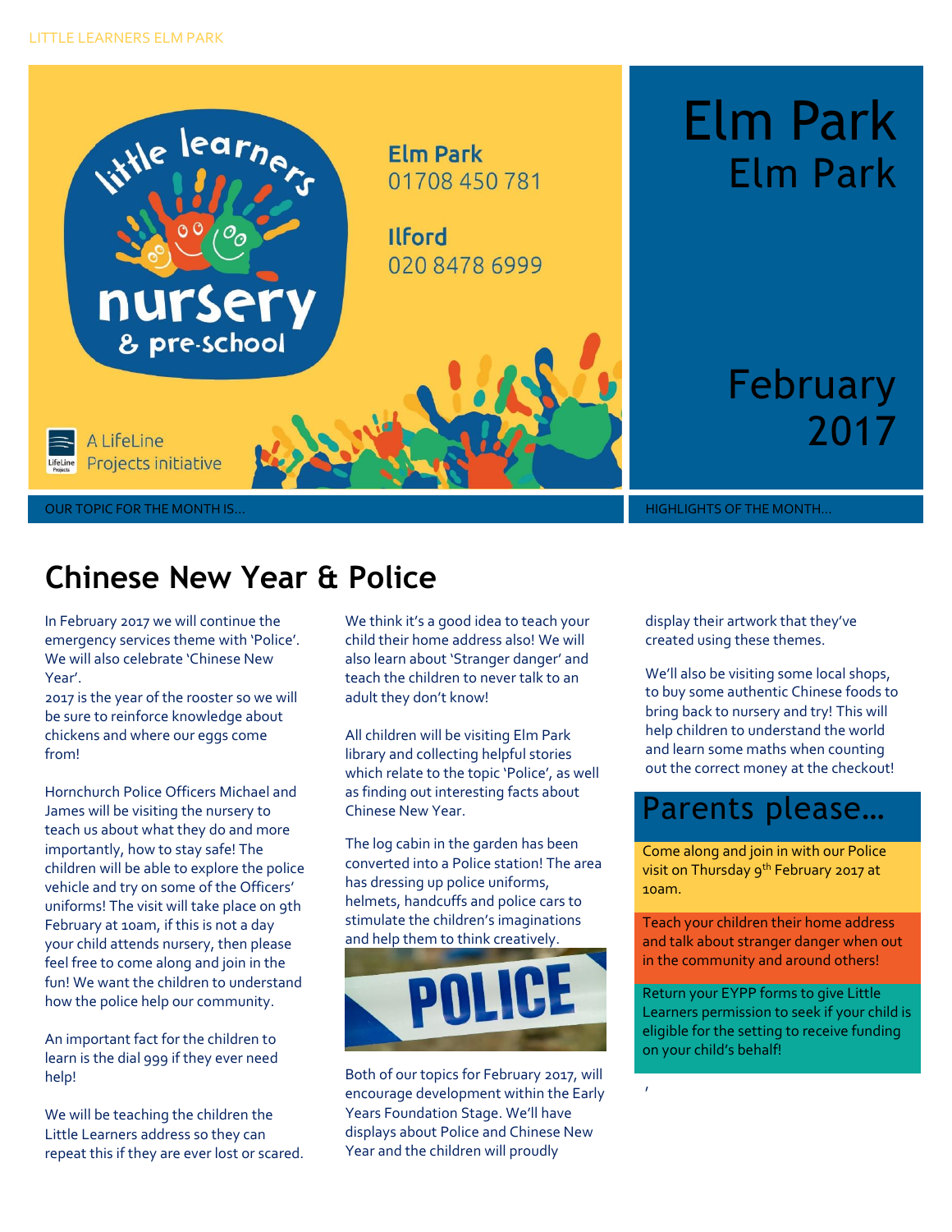LITTLE LEARNERS ELM PARK

little learners nursery & pre-school

A LifeLine Projects initiative

**Elm Park**
01708 450 781

**Ilford**
020 8478 6999

# Elm Park
## Elm Park

## February 2017

OUR TOPIC FOR THE MONTH IS…

HIGHLIGHTS OF THE MONTH…

# Chinese New Year & Police

In February 2017 we will continue the emergency services theme with 'Police'. We will also celebrate 'Chinese New Year'.
2017 is the year of the rooster so we will be sure to reinforce knowledge about chickens and where our eggs come from!

Hornchurch Police Officers Michael and James will be visiting the nursery to teach us about what they do and more importantly, how to stay safe! The children will be able to explore the police vehicle and try on some of the Officers' uniforms! The visit will take place on 9th February at 10am, if this is not a day your child attends nursery, then please feel free to come along and join in the fun! We want the children to understand how the police help our community.

An important fact for the children to learn is the dial 999 if they ever need help!

We will be teaching the children the Little Learners address so they can repeat this if they are ever lost or scared. We think it's a good idea to teach your child their home address also! We will also learn about 'Stranger danger' and teach the children to never talk to an adult they don't know!

All children will be visiting Elm Park library and collecting helpful stories which relate to the topic 'Police', as well as finding out interesting facts about Chinese New Year.

The log cabin in the garden has been converted into a Police station! The area has dressing up police uniforms, helmets, handcuffs and police cars to stimulate the children's imaginations and help them to think creatively.

Both of our topics for February 2017, will encourage development within the Early Years Foundation Stage. We'll have displays about Police and Chinese New Year and the children will proudly display their artwork that they've created using these themes.

We'll also be visiting some local shops, to buy some authentic Chinese foods to bring back to nursery and try! This will help children to understand the world and learn some maths when counting out the correct money at the checkout!

## Parents please…

Come along and join in with our Police visit on Thursday 9th February 2017 at 10am.

Teach your children their home address and talk about stranger danger when out in the community and around others!

Return your EYPP forms to give Little Learners permission to seek if your child is eligible for the setting to receive funding on your child's behalf!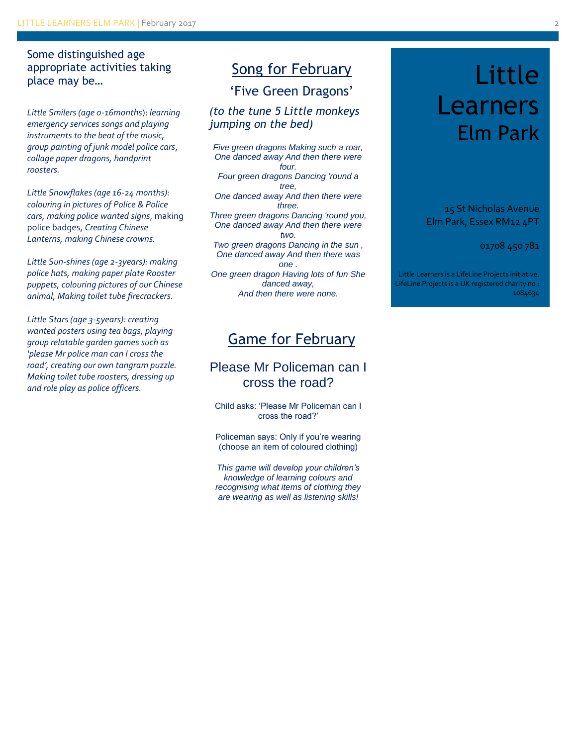Some distinguished age appropriate activities taking place may be…

*Little Smilers (age 0-16months): learning emergency services songs and playing instruments to the beat of the music, group painting of junk model police cars, collage paper dragons, handprint roosters.*

*Little Snowflakes (age 16-24 months): colouring in pictures of Police & Police cars, making police wanted signs*, making police badges, *Creating Chinese Lanterns, making Chinese crowns.*

*Little Sun-shines (age 2-3years): making police hats, making paper plate Rooster puppets, colouring pictures of our Chinese animal, Making toilet tube firecrackers.*

*Little Stars (age 3-5years): creating wanted posters using tea bags, playing group relatable garden games such as 'please Mr police man can I cross the road', creating our own tangram puzzle. Making toilet tube roosters, dressing up and role play as police officers.*

## Song for February

### 'Five Green Dragons'

*(to the tune 5 Little monkeys jumping on the bed)*

*Five green dragons Making such a roar,*
*One danced away And then there were four.*
*Four green dragons Dancing 'round a tree,*
*One danced away And then there were three.*
*Three green dragons Dancing 'round you,*
*One danced away And then there were two.*
*Two green dragons Dancing in the sun ,*
*One danced away And then there was one .*
*One green dragon Having lots of fun She danced away,*
*And then there were none.*

## Game for February

### Please Mr Policeman can I cross the road?

Child asks: 'Please Mr Policeman can I cross the road?'

Policeman says: Only if you're wearing (choose an item of coloured clothing)

*This game will develop your children's knowledge of learning colours and recognising what items of clothing they are wearing as well as listening skills!*

# Little Learners Elm Park

15 St Nicholas Avenue
Elm Park, Essex RM12 4PT

01708 450 781

Little Learners is a LifeLine Projects initiative. LifeLine Projects is a UK registered charity no : 1084634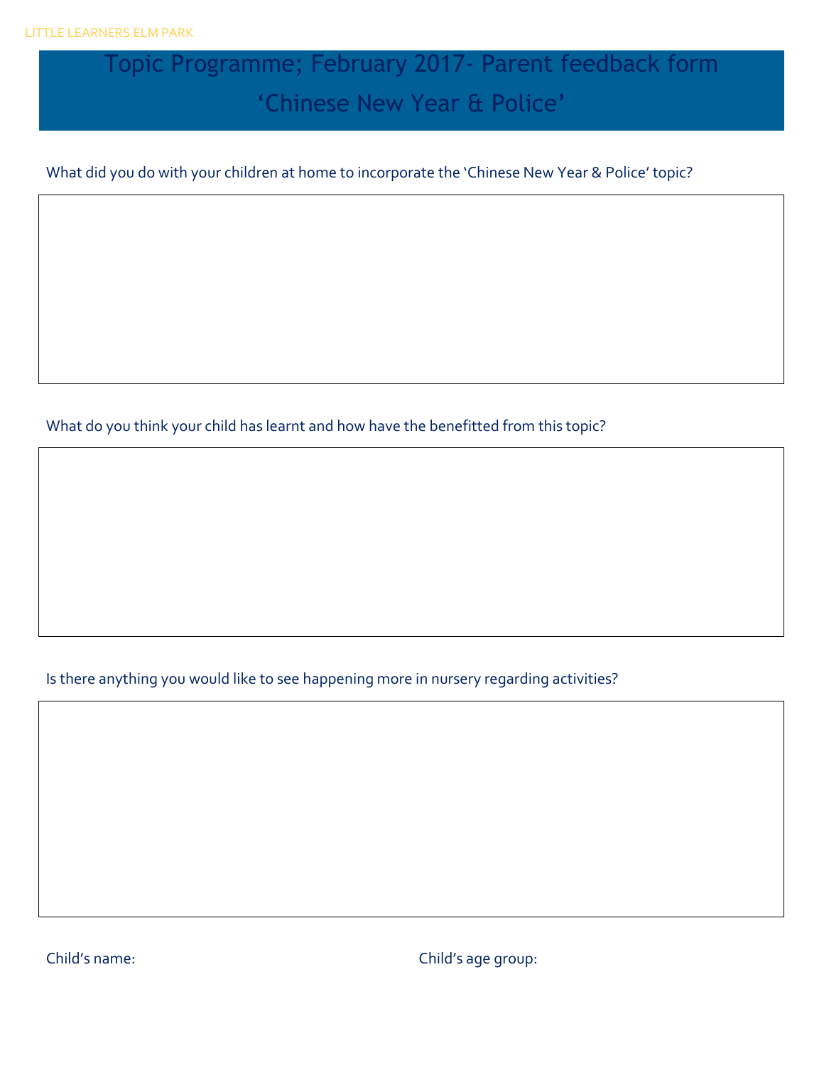LITTLE LEARNERS ELM PARK

# Topic Programme; February 2017- Parent feedback form 'Chinese New Year & Police'

What did you do with your children at home to incorporate the 'Chinese New Year & Police' topic?

What do you think your child has learnt and how have the benefitted from this topic?

Is there anything you would like to see happening more in nursery regarding activities?

Child's name:

Child's age group: